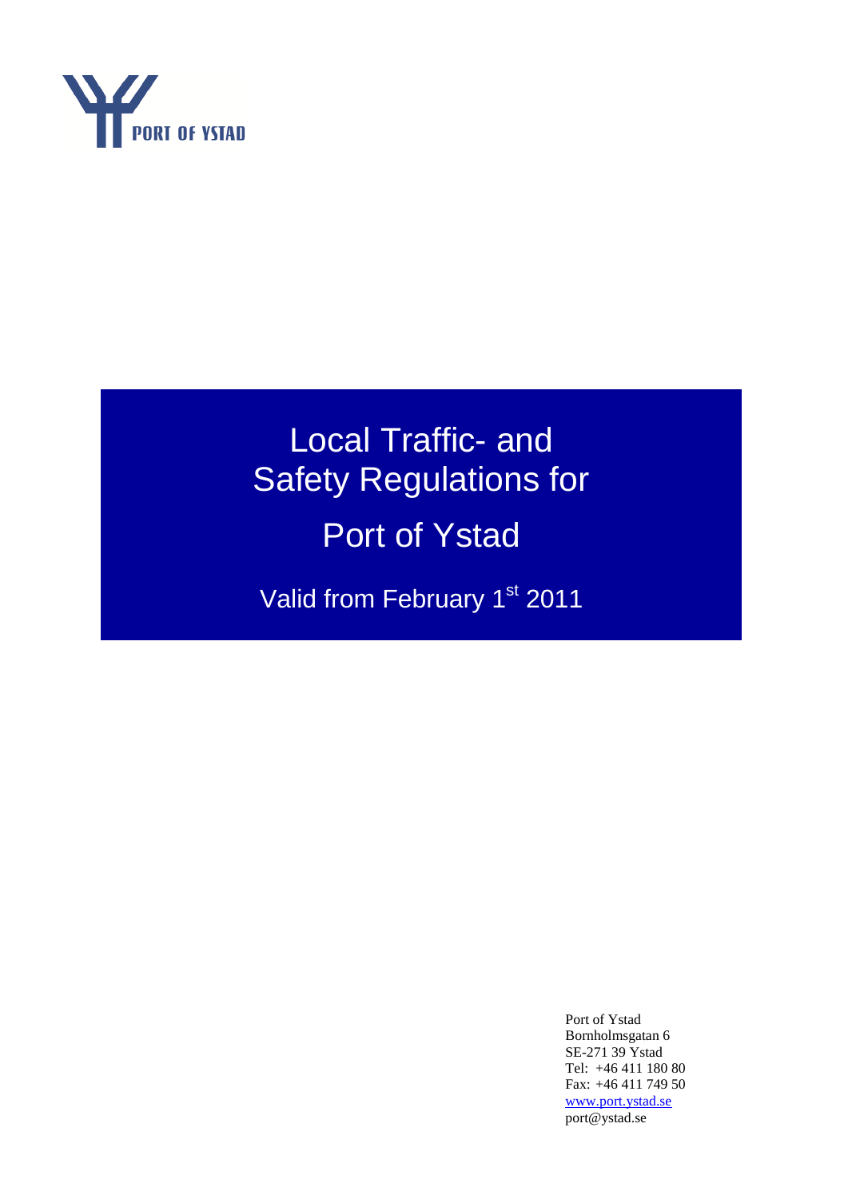PORT OF YSTAD

# Local Traffic- and Safety Regulations for

# Port of Ystad

Valid from February 1st 2011

Port of Ystad
Bornholmsgatan 6
SE-271 39 Ystad
Tel: +46 411 180 80
Fax: +46 411 749 50
www.port.ystad.se
port@ystad.se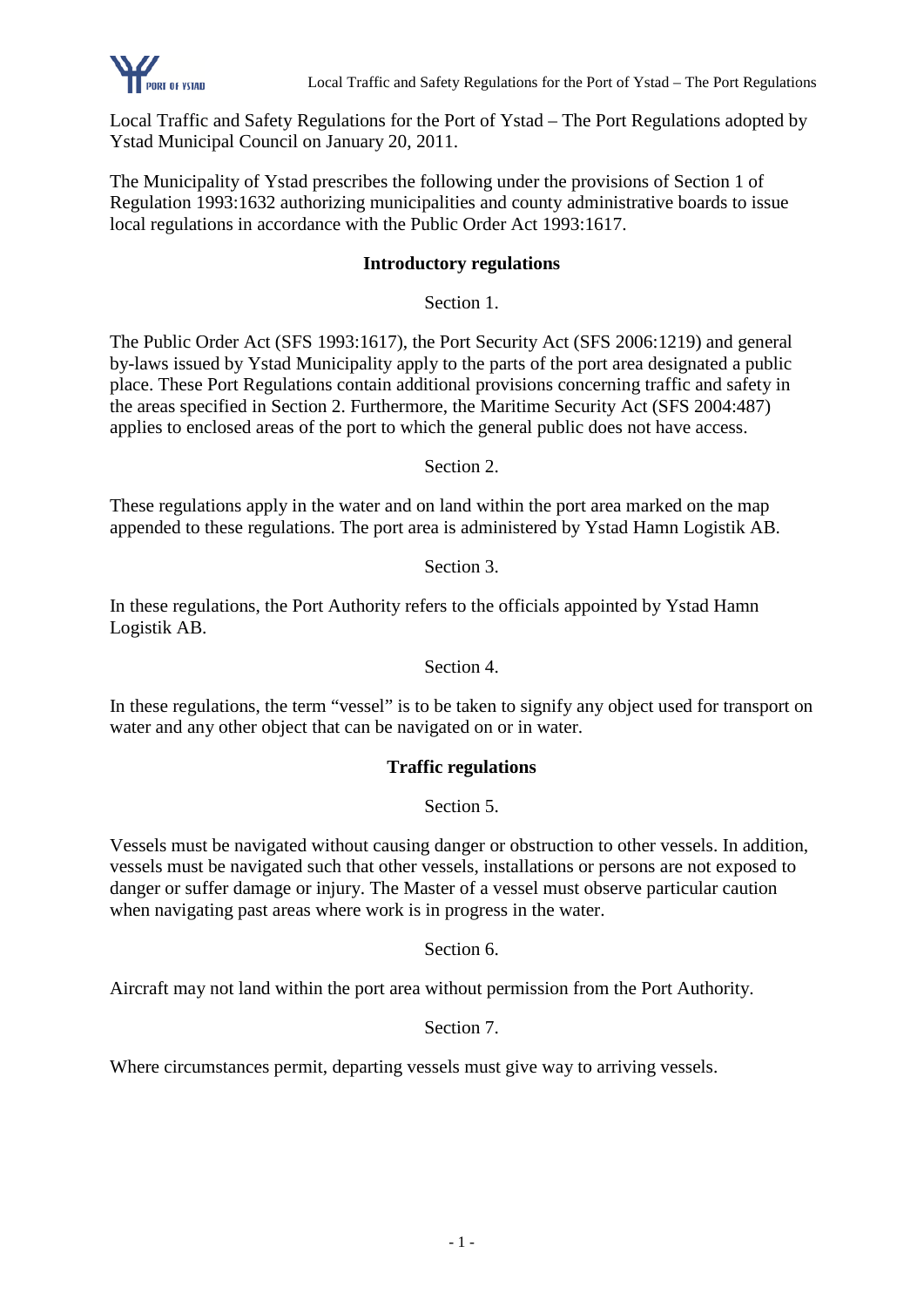Local Traffic and Safety Regulations for the Port of Ystad – The Port Regulations adopted by Ystad Municipal Council on January 20, 2011.

The Municipality of Ystad prescribes the following under the provisions of Section 1 of Regulation 1993:1632 authorizing municipalities and county administrative boards to issue local regulations in accordance with the Public Order Act 1993:1617.

## Introductory regulations

Section 1.

The Public Order Act (SFS 1993:1617), the Port Security Act (SFS 2006:1219) and general by-laws issued by Ystad Municipality apply to the parts of the port area designated a public place. These Port Regulations contain additional provisions concerning traffic and safety in the areas specified in Section 2. Furthermore, the Maritime Security Act (SFS 2004:487) applies to enclosed areas of the port to which the general public does not have access.

Section 2.

These regulations apply in the water and on land within the port area marked on the map appended to these regulations. The port area is administered by Ystad Hamn Logistik AB.

Section 3.

In these regulations, the Port Authority refers to the officials appointed by Ystad Hamn Logistik AB.

Section 4.

In these regulations, the term "vessel" is to be taken to signify any object used for transport on water and any other object that can be navigated on or in water.

## Traffic regulations

Section 5.

Vessels must be navigated without causing danger or obstruction to other vessels. In addition, vessels must be navigated such that other vessels, installations or persons are not exposed to danger or suffer damage or injury. The Master of a vessel must observe particular caution when navigating past areas where work is in progress in the water.

Section 6.

Aircraft may not land within the port area without permission from the Port Authority.

Section 7.

Where circumstances permit, departing vessels must give way to arriving vessels.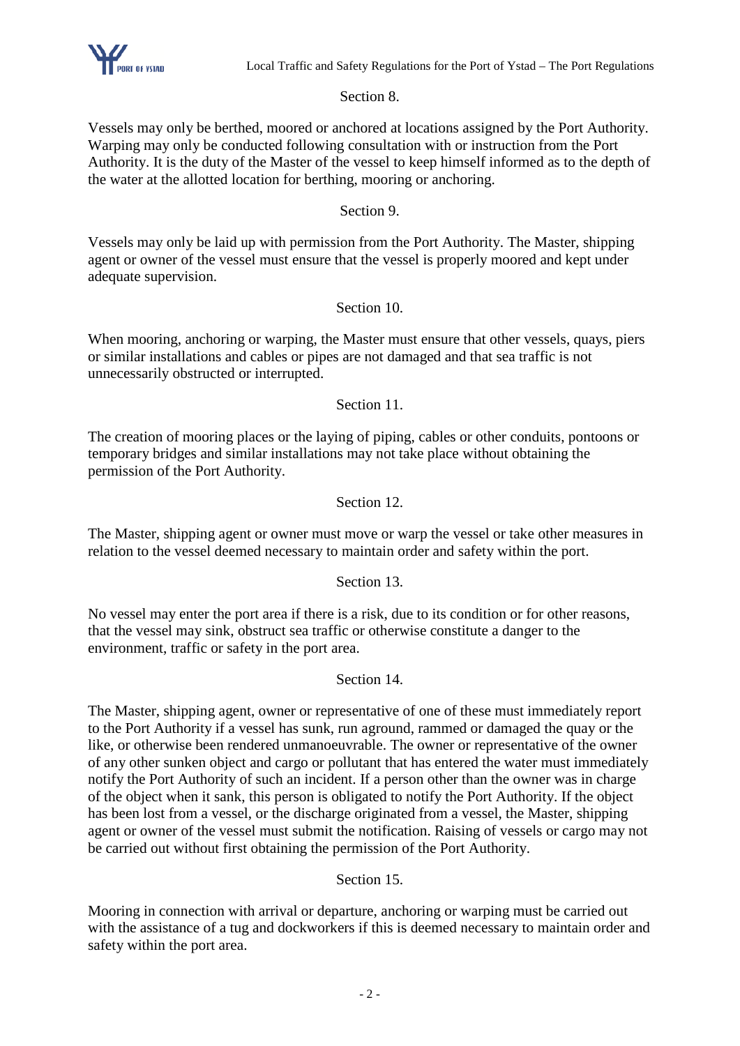### Section 8.

Vessels may only be berthed, moored or anchored at locations assigned by the Port Authority. Warping may only be conducted following consultation with or instruction from the Port Authority. It is the duty of the Master of the vessel to keep himself informed as to the depth of the water at the allotted location for berthing, mooring or anchoring.

### Section 9.

Vessels may only be laid up with permission from the Port Authority. The Master, shipping agent or owner of the vessel must ensure that the vessel is properly moored and kept under adequate supervision.

### Section 10.

When mooring, anchoring or warping, the Master must ensure that other vessels, quays, piers or similar installations and cables or pipes are not damaged and that sea traffic is not unnecessarily obstructed or interrupted.

### Section 11.

The creation of mooring places or the laying of piping, cables or other conduits, pontoons or temporary bridges and similar installations may not take place without obtaining the permission of the Port Authority.

### Section 12.

The Master, shipping agent or owner must move or warp the vessel or take other measures in relation to the vessel deemed necessary to maintain order and safety within the port.

### Section 13.

No vessel may enter the port area if there is a risk, due to its condition or for other reasons, that the vessel may sink, obstruct sea traffic or otherwise constitute a danger to the environment, traffic or safety in the port area.

### Section 14.

The Master, shipping agent, owner or representative of one of these must immediately report to the Port Authority if a vessel has sunk, run aground, rammed or damaged the quay or the like, or otherwise been rendered unmanoeuvrable. The owner or representative of the owner of any other sunken object and cargo or pollutant that has entered the water must immediately notify the Port Authority of such an incident. If a person other than the owner was in charge of the object when it sank, this person is obligated to notify the Port Authority. If the object has been lost from a vessel, or the discharge originated from a vessel, the Master, shipping agent or owner of the vessel must submit the notification. Raising of vessels or cargo may not be carried out without first obtaining the permission of the Port Authority.

### Section 15.

Mooring in connection with arrival or departure, anchoring or warping must be carried out with the assistance of a tug and dockworkers if this is deemed necessary to maintain order and safety within the port area.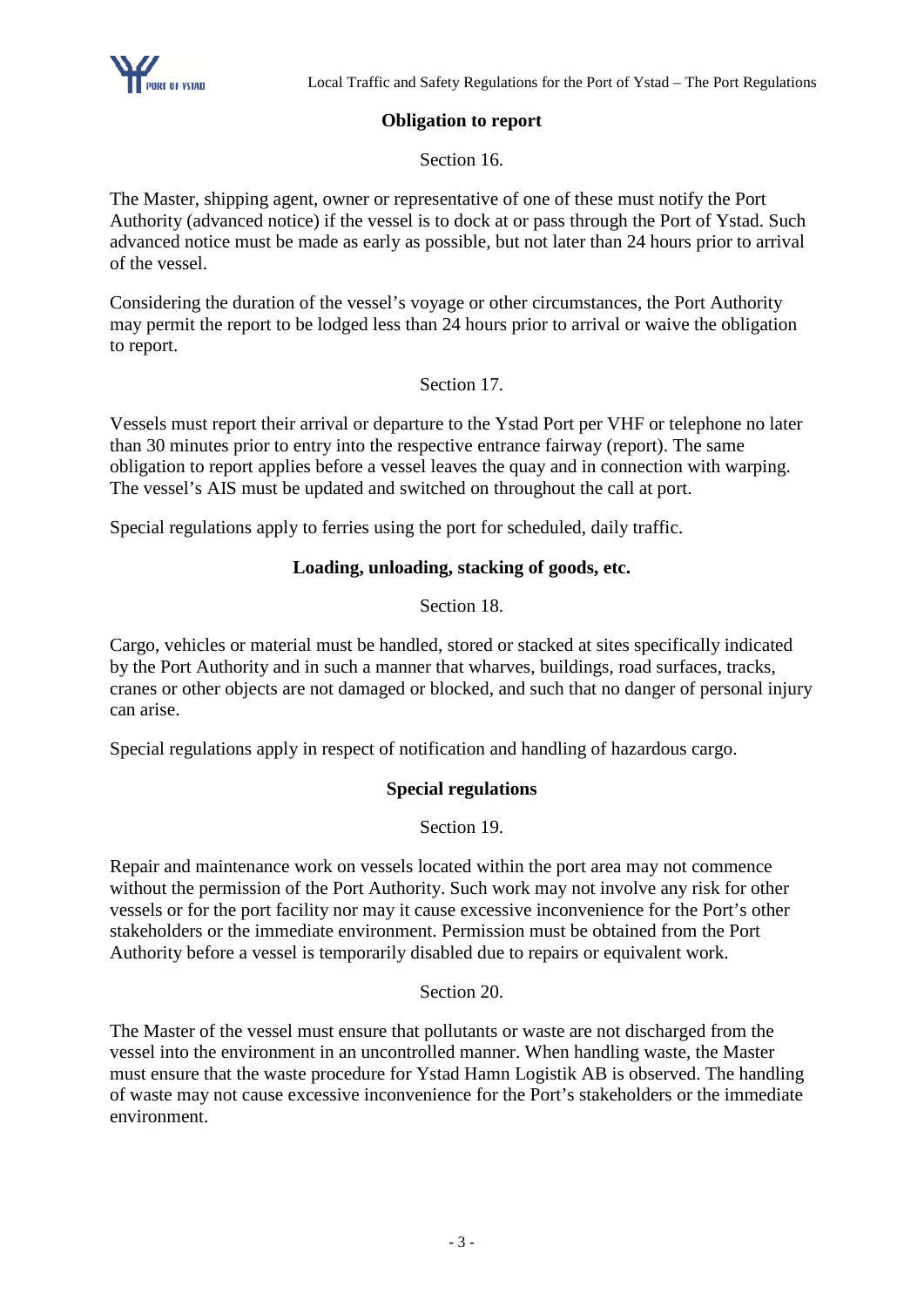## Obligation to report

Section 16.

The Master, shipping agent, owner or representative of one of these must notify the Port Authority (advanced notice) if the vessel is to dock at or pass through the Port of Ystad. Such advanced notice must be made as early as possible, but not later than 24 hours prior to arrival of the vessel.

Considering the duration of the vessel's voyage or other circumstances, the Port Authority may permit the report to be lodged less than 24 hours prior to arrival or waive the obligation to report.

Section 17.

Vessels must report their arrival or departure to the Ystad Port per VHF or telephone no later than 30 minutes prior to entry into the respective entrance fairway (report). The same obligation to report applies before a vessel leaves the quay and in connection with warping. The vessel's AIS must be updated and switched on throughout the call at port.

Special regulations apply to ferries using the port for scheduled, daily traffic.

## Loading, unloading, stacking of goods, etc.

Section 18.

Cargo, vehicles or material must be handled, stored or stacked at sites specifically indicated by the Port Authority and in such a manner that wharves, buildings, road surfaces, tracks, cranes or other objects are not damaged or blocked, and such that no danger of personal injury can arise.

Special regulations apply in respect of notification and handling of hazardous cargo.

## Special regulations

Section 19.

Repair and maintenance work on vessels located within the port area may not commence without the permission of the Port Authority. Such work may not involve any risk for other vessels or for the port facility nor may it cause excessive inconvenience for the Port's other stakeholders or the immediate environment. Permission must be obtained from the Port Authority before a vessel is temporarily disabled due to repairs or equivalent work.

Section 20.

The Master of the vessel must ensure that pollutants or waste are not discharged from the vessel into the environment in an uncontrolled manner. When handling waste, the Master must ensure that the waste procedure for Ystad Hamn Logistik AB is observed. The handling of waste may not cause excessive inconvenience for the Port's stakeholders or the immediate environment.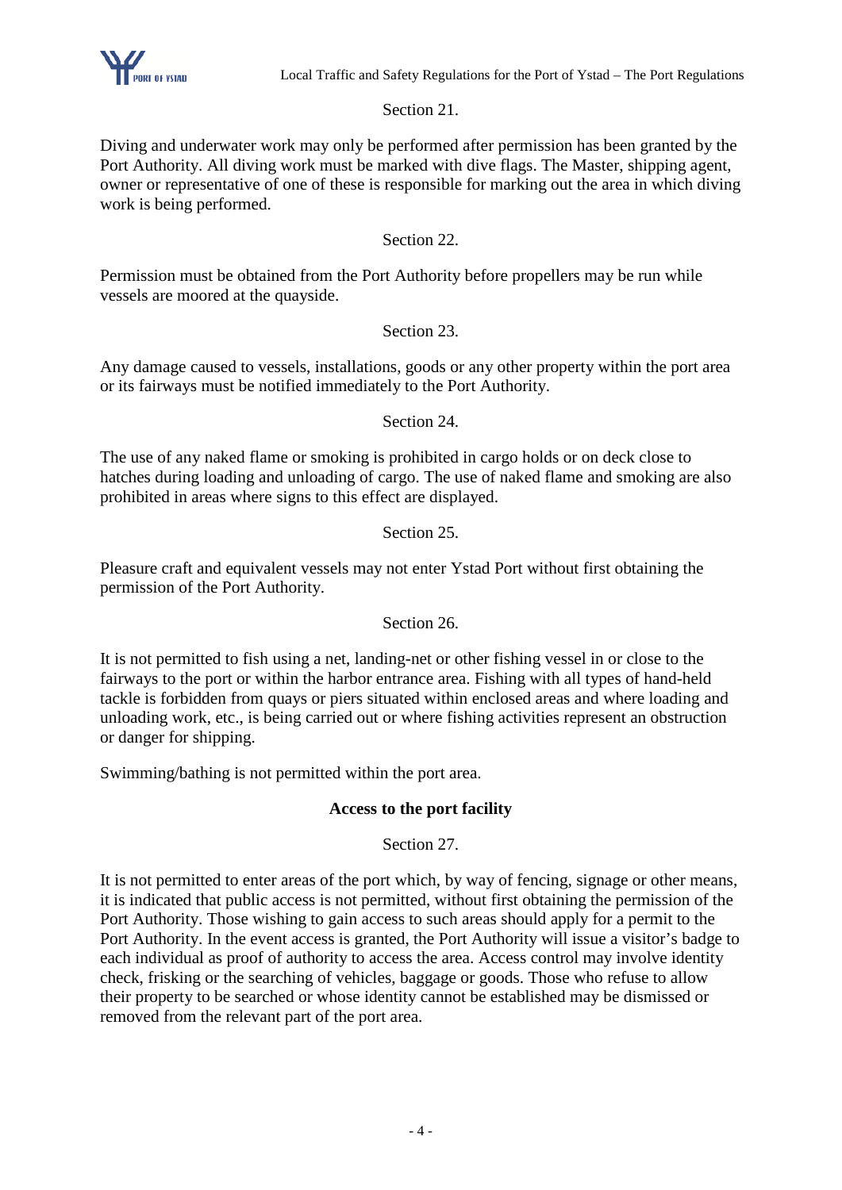Section 21.

Diving and underwater work may only be performed after permission has been granted by the Port Authority. All diving work must be marked with dive flags. The Master, shipping agent, owner or representative of one of these is responsible for marking out the area in which diving work is being performed.

Section 22.

Permission must be obtained from the Port Authority before propellers may be run while vessels are moored at the quayside.

Section 23.

Any damage caused to vessels, installations, goods or any other property within the port area or its fairways must be notified immediately to the Port Authority.

Section 24.

The use of any naked flame or smoking is prohibited in cargo holds or on deck close to hatches during loading and unloading of cargo. The use of naked flame and smoking are also prohibited in areas where signs to this effect are displayed.

Section 25.

Pleasure craft and equivalent vessels may not enter Ystad Port without first obtaining the permission of the Port Authority.

Section 26.

It is not permitted to fish using a net, landing-net or other fishing vessel in or close to the fairways to the port or within the harbor entrance area. Fishing with all types of hand-held tackle is forbidden from quays or piers situated within enclosed areas and where loading and unloading work, etc., is being carried out or where fishing activities represent an obstruction or danger for shipping.

Swimming/bathing is not permitted within the port area.

## Access to the port facility

Section 27.

It is not permitted to enter areas of the port which, by way of fencing, signage or other means, it is indicated that public access is not permitted, without first obtaining the permission of the Port Authority. Those wishing to gain access to such areas should apply for a permit to the Port Authority. In the event access is granted, the Port Authority will issue a visitor's badge to each individual as proof of authority to access the area. Access control may involve identity check, frisking or the searching of vehicles, baggage or goods. Those who refuse to allow their property to be searched or whose identity cannot be established may be dismissed or removed from the relevant part of the port area.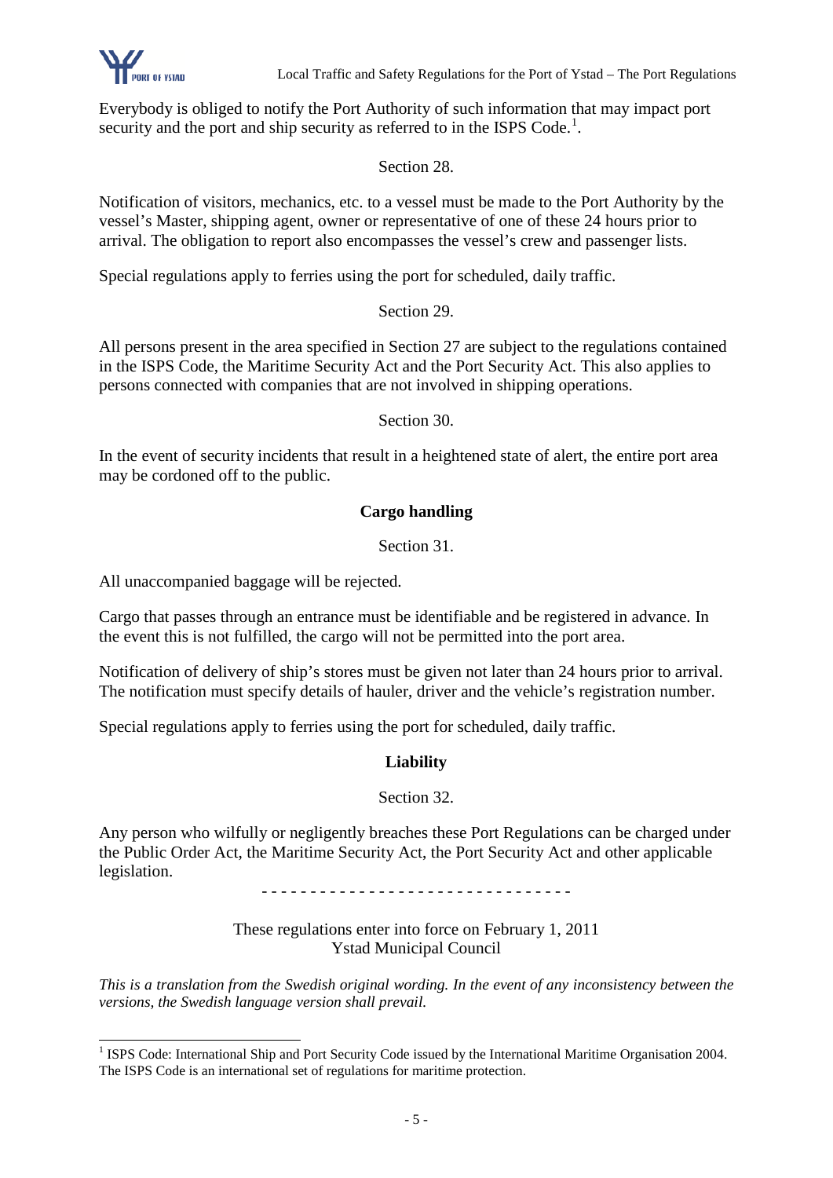Everybody is obliged to notify the Port Authority of such information that may impact port security and the port and ship security as referred to in the ISPS Code.[1].

Section 28.

Notification of visitors, mechanics, etc. to a vessel must be made to the Port Authority by the vessel's Master, shipping agent, owner or representative of one of these 24 hours prior to arrival. The obligation to report also encompasses the vessel's crew and passenger lists.

Special regulations apply to ferries using the port for scheduled, daily traffic.

Section 29.

All persons present in the area specified in Section 27 are subject to the regulations contained in the ISPS Code, the Maritime Security Act and the Port Security Act. This also applies to persons connected with companies that are not involved in shipping operations.

Section 30.

In the event of security incidents that result in a heightened state of alert, the entire port area may be cordoned off to the public.

## Cargo handling

Section 31.

All unaccompanied baggage will be rejected.

Cargo that passes through an entrance must be identifiable and be registered in advance. In the event this is not fulfilled, the cargo will not be permitted into the port area.

Notification of delivery of ship's stores must be given not later than 24 hours prior to arrival. The notification must specify details of hauler, driver and the vehicle's registration number.

Special regulations apply to ferries using the port for scheduled, daily traffic.

## Liability

Section 32.

Any person who wilfully or negligently breaches these Port Regulations can be charged under the Public Order Act, the Maritime Security Act, the Port Security Act and other applicable legislation.

- - - - - - - - - - - - - - - - - - - - - - - - - - - - - - -

These regulations enter into force on February 1, 2011
Ystad Municipal Council

*This is a translation from the Swedish original wording. In the event of any inconsistency between the versions, the Swedish language version shall prevail.*

---

[1] ISPS Code: International Ship and Port Security Code issued by the International Maritime Organisation 2004. The ISPS Code is an international set of regulations for maritime protection.